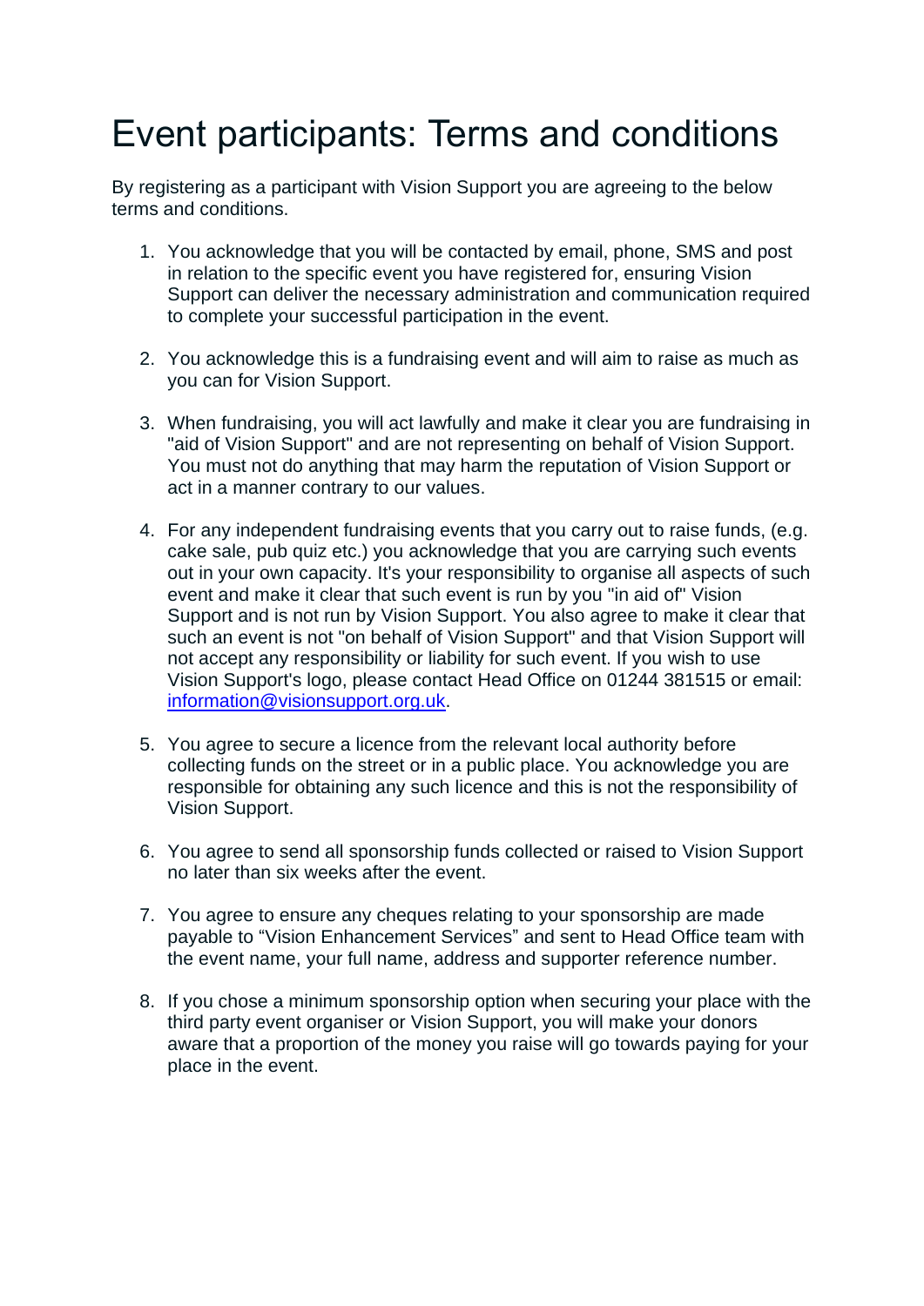# Event participants: Terms and conditions

By registering as a participant with Vision Support you are agreeing to the below terms and conditions.

1. You acknowledge that you will be contacted by email, phone, SMS and post in relation to the specific event you have registered for, ensuring Vision Support can deliver the necessary administration and communication required to complete your successful participation in the event.

2. You acknowledge this is a fundraising event and will aim to raise as much as you can for Vision Support.

3. When fundraising, you will act lawfully and make it clear you are fundraising in "aid of Vision Support" and are not representing on behalf of Vision Support. You must not do anything that may harm the reputation of Vision Support or act in a manner contrary to our values.

4. For any independent fundraising events that you carry out to raise funds, (e.g. cake sale, pub quiz etc.) you acknowledge that you are carrying such events out in your own capacity. It's your responsibility to organise all aspects of such event and make it clear that such event is run by you "in aid of" Vision Support and is not run by Vision Support. You also agree to make it clear that such an event is not "on behalf of Vision Support" and that Vision Support will not accept any responsibility or liability for such event. If you wish to use Vision Support's logo, please contact Head Office on 01244 381515 or email: [information@visionsupport.org.uk](mailto:information@visionsupport.org.uk).

5. You agree to secure a licence from the relevant local authority before collecting funds on the street or in a public place. You acknowledge you are responsible for obtaining any such licence and this is not the responsibility of Vision Support.

6. You agree to send all sponsorship funds collected or raised to Vision Support no later than six weeks after the event.

7. You agree to ensure any cheques relating to your sponsorship are made payable to “Vision Enhancement Services” and sent to Head Office team with the event name, your full name, address and supporter reference number.

8. If you chose a minimum sponsorship option when securing your place with the third party event organiser or Vision Support, you will make your donors aware that a proportion of the money you raise will go towards paying for your place in the event.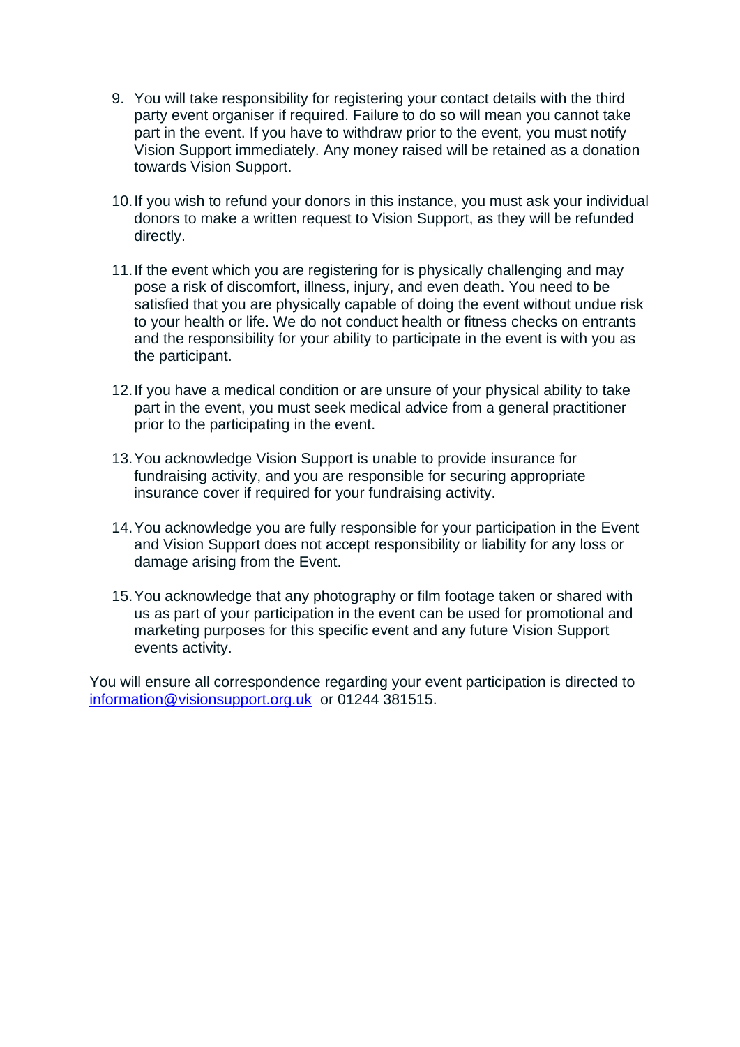9. You will take responsibility for registering your contact details with the third party event organiser if required. Failure to do so will mean you cannot take part in the event. If you have to withdraw prior to the event, you must notify Vision Support immediately. Any money raised will be retained as a donation towards Vision Support.

10. If you wish to refund your donors in this instance, you must ask your individual donors to make a written request to Vision Support, as they will be refunded directly.

11. If the event which you are registering for is physically challenging and may pose a risk of discomfort, illness, injury, and even death. You need to be satisfied that you are physically capable of doing the event without undue risk to your health or life. We do not conduct health or fitness checks on entrants and the responsibility for your ability to participate in the event is with you as the participant.

12. If you have a medical condition or are unsure of your physical ability to take part in the event, you must seek medical advice from a general practitioner prior to the participating in the event.

13. You acknowledge Vision Support is unable to provide insurance for fundraising activity, and you are responsible for securing appropriate insurance cover if required for your fundraising activity.

14. You acknowledge you are fully responsible for your participation in the Event and Vision Support does not accept responsibility or liability for any loss or damage arising from the Event.

15. You acknowledge that any photography or film footage taken or shared with us as part of your participation in the event can be used for promotional and marketing purposes for this specific event and any future Vision Support events activity.

You will ensure all correspondence regarding your event participation is directed to [information@visionsupport.org.uk](mailto:information@visionsupport.org.uk) or 01244 381515.